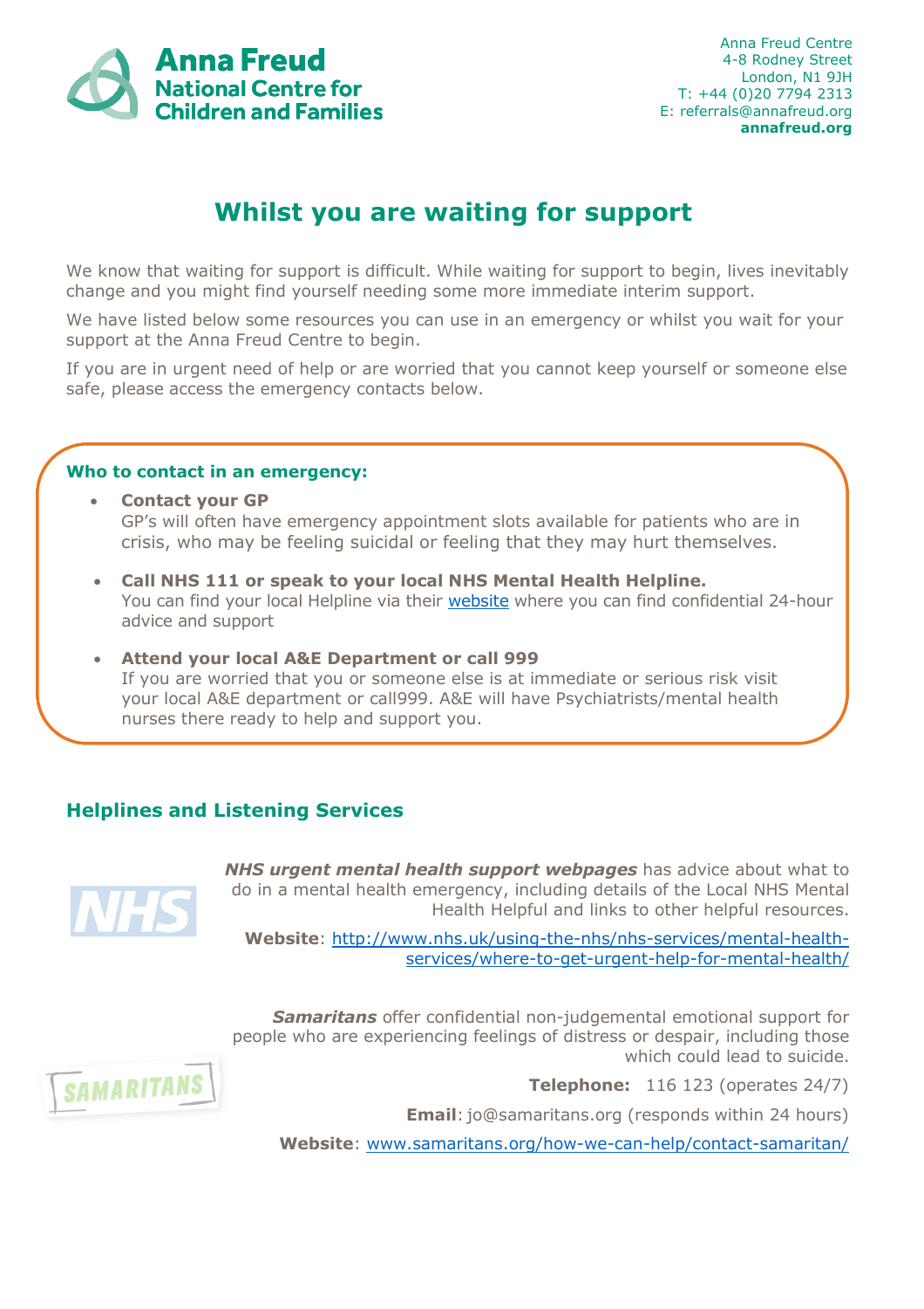**Anna Freud**
**National Centre for Children and Families**

Anna Freud Centre
4-8 Rodney Street
London, N1 9JH
T: +44 (0)20 7794 2313
E: referrals@annafreud.org
**annafreud.org**

# Whilst you are waiting for support

We know that waiting for support is difficult. While waiting for support to begin, lives inevitably change and you might find yourself needing some more immediate interim support.

We have listed below some resources you can use in an emergency or whilst you wait for your support at the Anna Freud Centre to begin.

If you are in urgent need of help or are worried that you cannot keep yourself or someone else safe, please access the emergency contacts below.

**Who to contact in an emergency:**

- **Contact your GP**
  GP's will often have emergency appointment slots available for patients who are in crisis, who may be feeling suicidal or feeling that they may hurt themselves.
- **Call NHS 111 or speak to your local NHS Mental Health Helpline.**
  You can find your local Helpline via their website where you can find confidential 24-hour advice and support
- **Attend your local A&E Department or call 999**
  If you are worried that you or someone else is at immediate or serious risk visit your local A&E department or call999. A&E will have Psychiatrists/mental health nurses there ready to help and support you.

## Helplines and Listening Services

***NHS urgent mental health support webpages*** has advice about what to do in a mental health emergency, including details of the Local NHS Mental Health Helpful and links to other helpful resources.

**Website**: http://www.nhs.uk/using-the-nhs/nhs-services/mental-health-services/where-to-get-urgent-help-for-mental-health/

***Samaritans*** offer confidential non-judgemental emotional support for people who are experiencing feelings of distress or despair, including those which could lead to suicide.

**Telephone:** 116 123 (operates 24/7)

**Email**: jo@samaritans.org (responds within 24 hours)

**Website**: www.samaritans.org/how-we-can-help/contact-samaritan/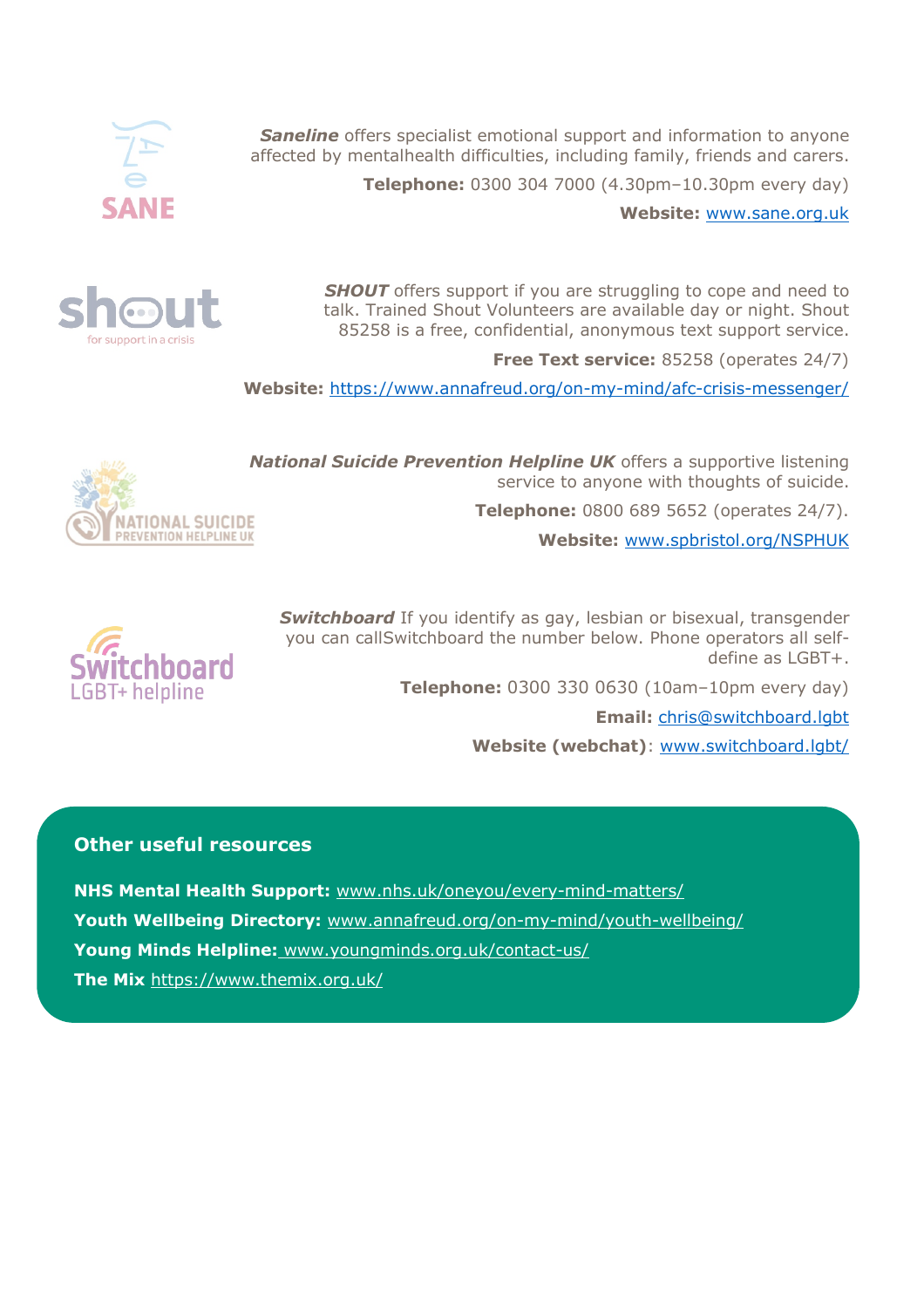***Saneline*** offers specialist emotional support and information to anyone affected by mentalhealth difficulties, including family, friends and carers.

**Telephone:** 0300 304 7000 (4.30pm–10.30pm every day)

**Website:** www.sane.org.uk

***SHOUT*** offers support if you are struggling to cope and need to talk. Trained Shout Volunteers are available day or night. Shout 85258 is a free, confidential, anonymous text support service.

**Free Text service:** 85258 (operates 24/7)

**Website:** https://www.annafreud.org/on-my-mind/afc-crisis-messenger/

***National Suicide Prevention Helpline UK*** offers a supportive listening service to anyone with thoughts of suicide.

**Telephone:** 0800 689 5652 (operates 24/7).

**Website:** www.spbristol.org/NSPHUK

***Switchboard*** If you identify as gay, lesbian or bisexual, transgender you can callSwitchboard the number below. Phone operators all self-define as LGBT+.

**Telephone:** 0300 330 0630 (10am–10pm every day)

**Email:** chris@switchboard.lgbt

**Website (webchat)**: www.switchboard.lgbt/

## Other useful resources

**NHS Mental Health Support:** www.nhs.uk/oneyou/every-mind-matters/

**Youth Wellbeing Directory:** www.annafreud.org/on-my-mind/youth-wellbeing/

**Young Minds Helpline:** www.youngminds.org.uk/contact-us/

**The Mix** https://www.themix.org.uk/